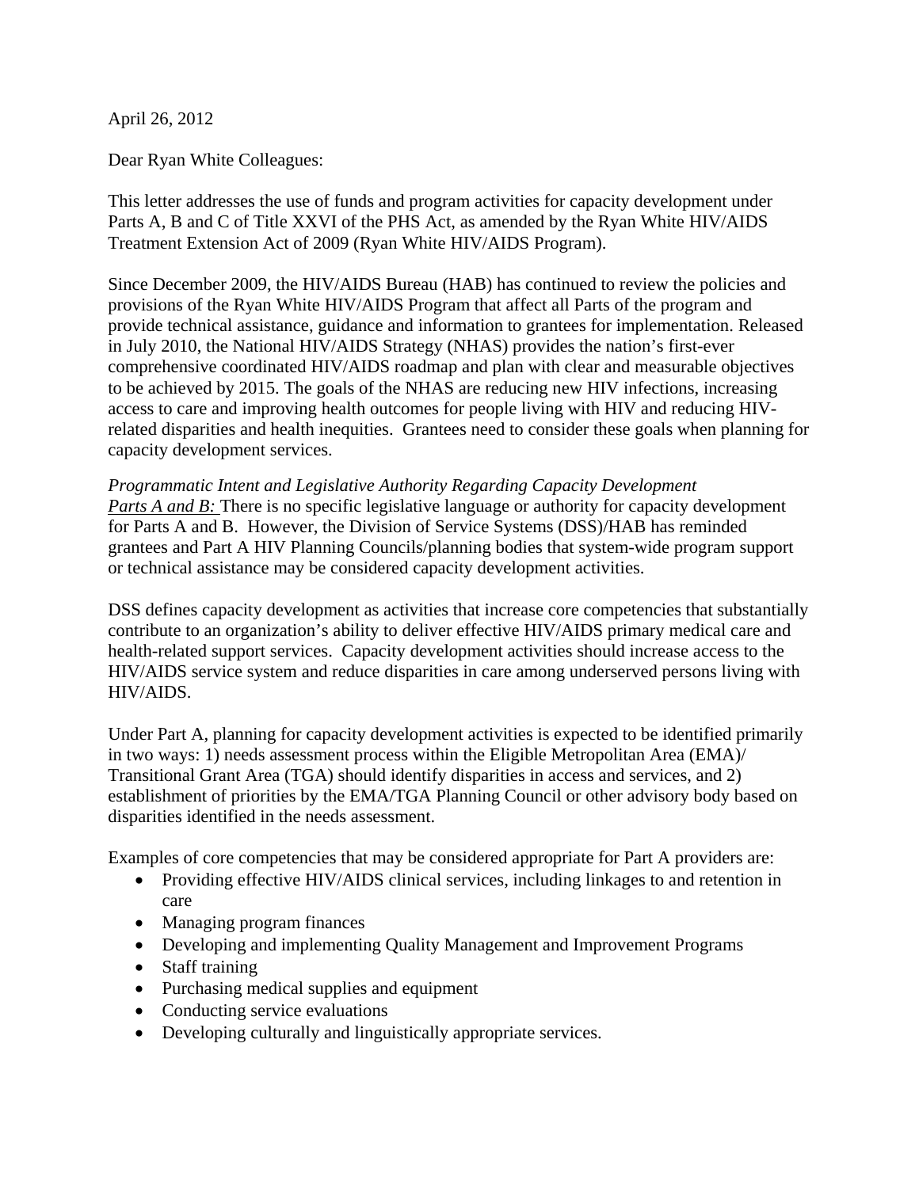April 26, 2012

Dear Ryan White Colleagues:

This letter addresses the use of funds and program activities for capacity development under Parts A, B and C of Title XXVI of the PHS Act, as amended by the Ryan White HIV/AIDS Treatment Extension Act of 2009 (Ryan White HIV/AIDS Program).

Since December 2009, the HIV/AIDS Bureau (HAB) has continued to review the policies and provisions of the Ryan White HIV/AIDS Program that affect all Parts of the program and provide technical assistance, guidance and information to grantees for implementation. Released in July 2010, the National HIV/AIDS Strategy (NHAS) provides the nation's first-ever comprehensive coordinated HIV/AIDS roadmap and plan with clear and measurable objectives to be achieved by 2015. The goals of the NHAS are reducing new HIV infections, increasing access to care and improving health outcomes for people living with HIV and reducing HIV-related disparities and health inequities. Grantees need to consider these goals when planning for capacity development services.

*Programmatic Intent and Legislative Authority Regarding Capacity Development*
*Parts A and B:* There is no specific legislative language or authority for capacity development for Parts A and B. However, the Division of Service Systems (DSS)/HAB has reminded grantees and Part A HIV Planning Councils/planning bodies that system-wide program support or technical assistance may be considered capacity development activities.

DSS defines capacity development as activities that increase core competencies that substantially contribute to an organization's ability to deliver effective HIV/AIDS primary medical care and health-related support services. Capacity development activities should increase access to the HIV/AIDS service system and reduce disparities in care among underserved persons living with HIV/AIDS.

Under Part A, planning for capacity development activities is expected to be identified primarily in two ways: 1) needs assessment process within the Eligible Metropolitan Area (EMA)/ Transitional Grant Area (TGA) should identify disparities in access and services, and 2) establishment of priorities by the EMA/TGA Planning Council or other advisory body based on disparities identified in the needs assessment.

Examples of core competencies that may be considered appropriate for Part A providers are:

- Providing effective HIV/AIDS clinical services, including linkages to and retention in care
- Managing program finances
- Developing and implementing Quality Management and Improvement Programs
- Staff training
- Purchasing medical supplies and equipment
- Conducting service evaluations
- Developing culturally and linguistically appropriate services.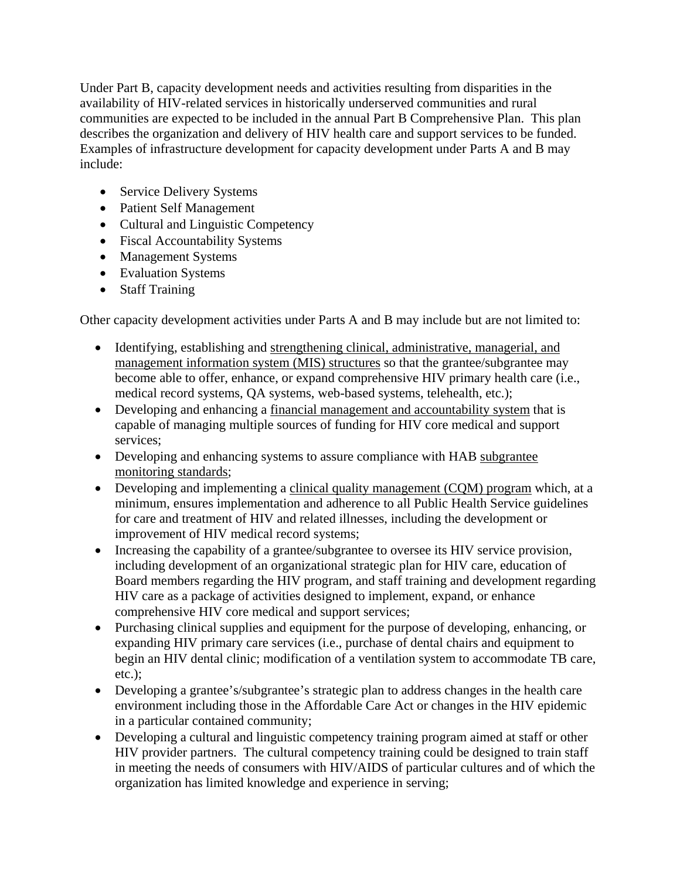Under Part B, capacity development needs and activities resulting from disparities in the availability of HIV-related services in historically underserved communities and rural communities are expected to be included in the annual Part B Comprehensive Plan. This plan describes the organization and delivery of HIV health care and support services to be funded. Examples of infrastructure development for capacity development under Parts A and B may include:

- Service Delivery Systems
- Patient Self Management
- Cultural and Linguistic Competency
- Fiscal Accountability Systems
- Management Systems
- Evaluation Systems
- Staff Training

Other capacity development activities under Parts A and B may include but are not limited to:

- Identifying, establishing and <u>strengthening clinical, administrative, managerial, and management information system (MIS) structures</u> so that the grantee/subgrantee may become able to offer, enhance, or expand comprehensive HIV primary health care (i.e., medical record systems, QA systems, web-based systems, telehealth, etc.);
- Developing and enhancing a <u>financial management and accountability system</u> that is capable of managing multiple sources of funding for HIV core medical and support services;
- Developing and enhancing systems to assure compliance with HAB <u>subgrantee monitoring standards</u>;
- Developing and implementing a <u>clinical quality management (CQM) program</u> which, at a minimum, ensures implementation and adherence to all Public Health Service guidelines for care and treatment of HIV and related illnesses, including the development or improvement of HIV medical record systems;
- Increasing the capability of a grantee/subgrantee to oversee its HIV service provision, including development of an organizational strategic plan for HIV care, education of Board members regarding the HIV program, and staff training and development regarding HIV care as a package of activities designed to implement, expand, or enhance comprehensive HIV core medical and support services;
- Purchasing clinical supplies and equipment for the purpose of developing, enhancing, or expanding HIV primary care services (i.e., purchase of dental chairs and equipment to begin an HIV dental clinic; modification of a ventilation system to accommodate TB care, etc.);
- Developing a grantee's/subgrantee's strategic plan to address changes in the health care environment including those in the Affordable Care Act or changes in the HIV epidemic in a particular contained community;
- Developing a cultural and linguistic competency training program aimed at staff or other HIV provider partners. The cultural competency training could be designed to train staff in meeting the needs of consumers with HIV/AIDS of particular cultures and of which the organization has limited knowledge and experience in serving;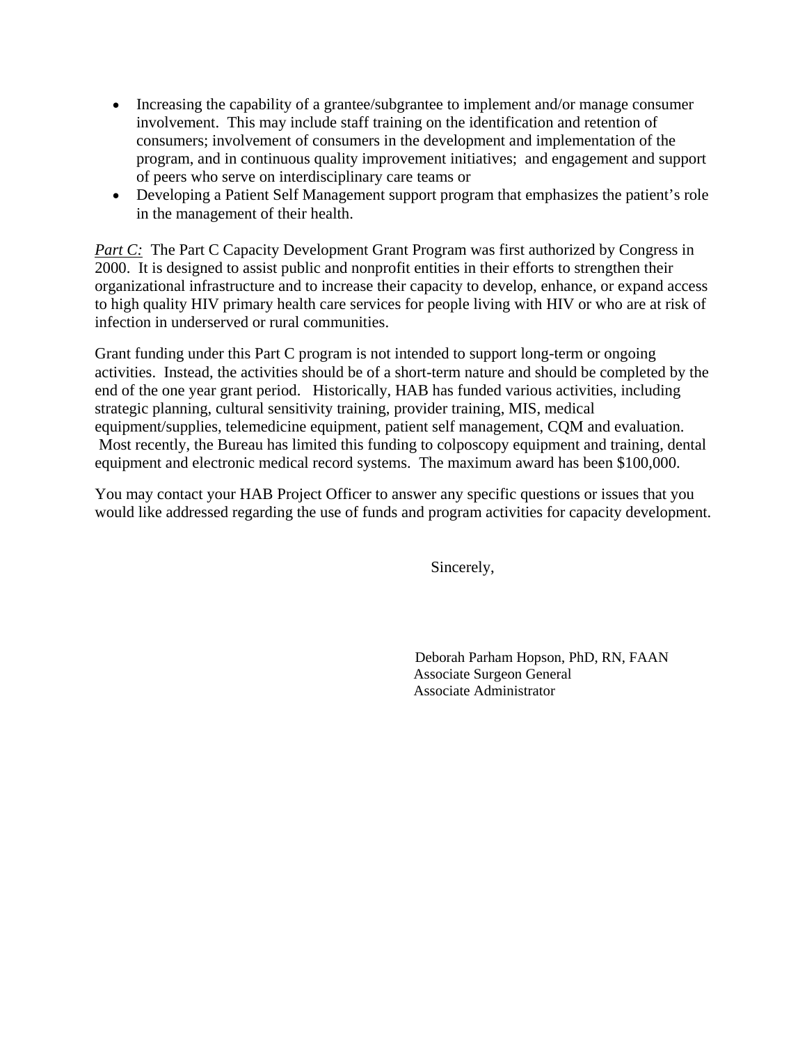- Increasing the capability of a grantee/subgrantee to implement and/or manage consumer involvement. This may include staff training on the identification and retention of consumers; involvement of consumers in the development and implementation of the program, and in continuous quality improvement initiatives; and engagement and support of peers who serve on interdisciplinary care teams or
- Developing a Patient Self Management support program that emphasizes the patient's role in the management of their health.

*Part C:* The Part C Capacity Development Grant Program was first authorized by Congress in 2000. It is designed to assist public and nonprofit entities in their efforts to strengthen their organizational infrastructure and to increase their capacity to develop, enhance, or expand access to high quality HIV primary health care services for people living with HIV or who are at risk of infection in underserved or rural communities.

Grant funding under this Part C program is not intended to support long-term or ongoing activities. Instead, the activities should be of a short-term nature and should be completed by the end of the one year grant period. Historically, HAB has funded various activities, including strategic planning, cultural sensitivity training, provider training, MIS, medical equipment/supplies, telemedicine equipment, patient self management, CQM and evaluation. Most recently, the Bureau has limited this funding to colposcopy equipment and training, dental equipment and electronic medical record systems. The maximum award has been $100,000.

You may contact your HAB Project Officer to answer any specific questions or issues that you would like addressed regarding the use of funds and program activities for capacity development.

Sincerely,

Deborah Parham Hopson, PhD, RN, FAAN
Associate Surgeon General
Associate Administrator